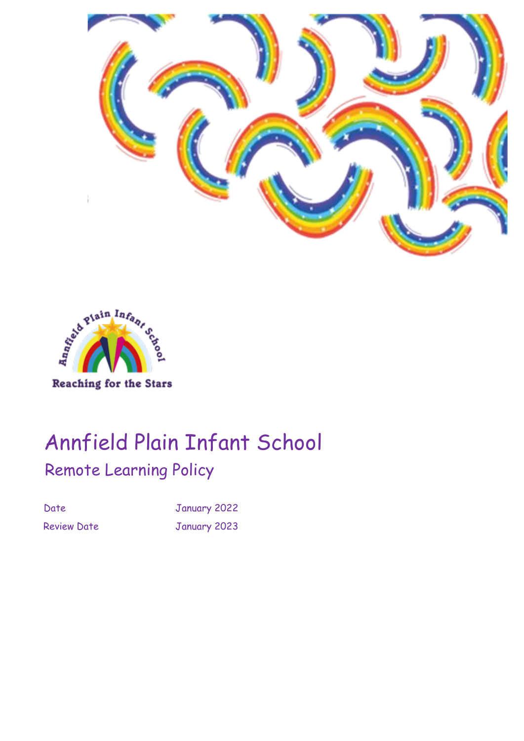# Annfield Plain Infant School

## Remote Learning Policy

| Date | January 2022 |
| --- | --- |
| Review Date | January 2023 |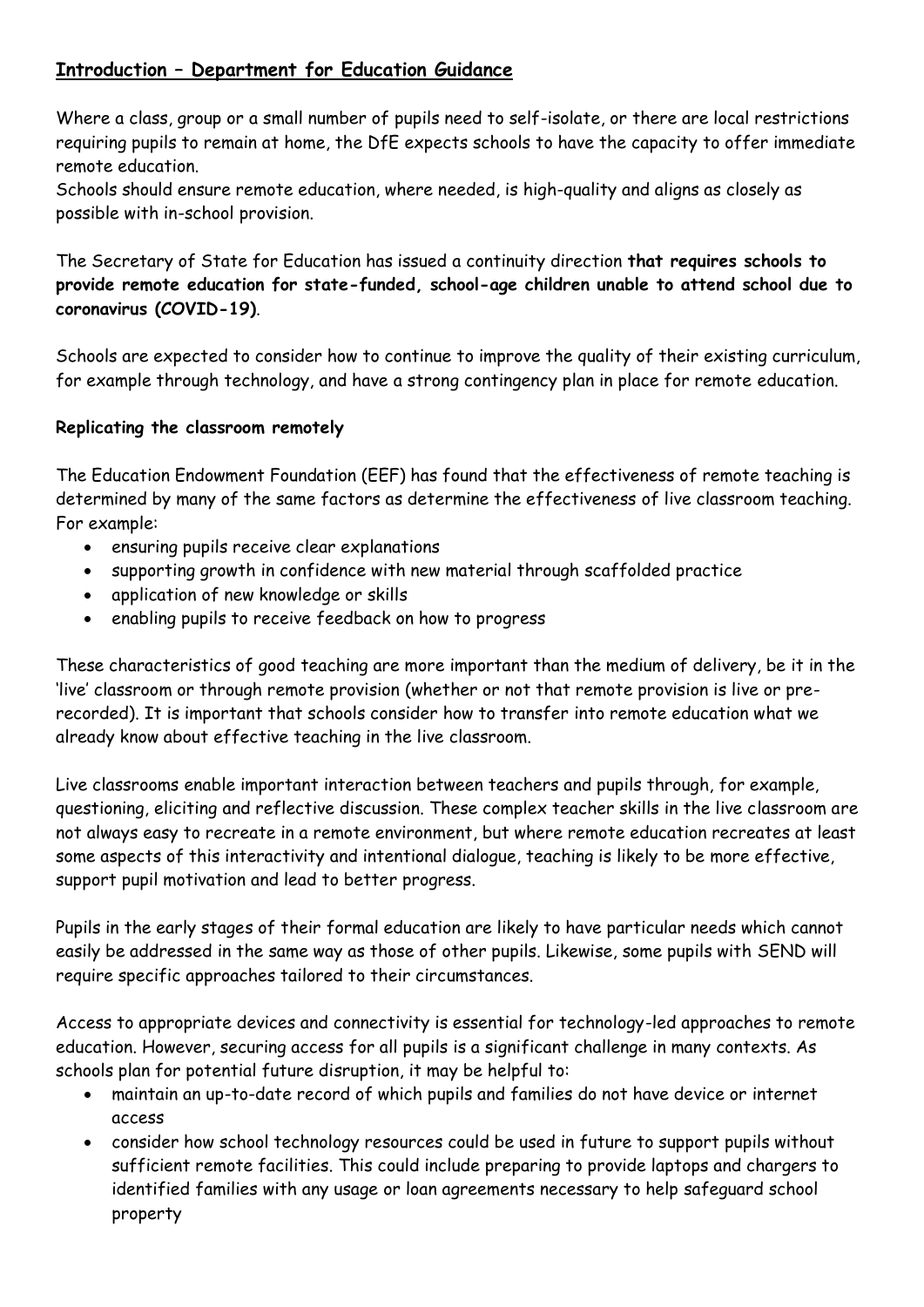## **Introduction – Department for Education Guidance**

Where a class, group or a small number of pupils need to self-isolate, or there are local restrictions requiring pupils to remain at home, the DfE expects schools to have the capacity to offer immediate remote education.
Schools should ensure remote education, where needed, is high-quality and aligns as closely as possible with in-school provision.

The Secretary of State for Education has issued a continuity direction **that requires schools to provide remote education for state-funded, school-age children unable to attend school due to coronavirus (COVID-19)**.

Schools are expected to consider how to continue to improve the quality of their existing curriculum, for example through technology, and have a strong contingency plan in place for remote education.

### **Replicating the classroom remotely**

The Education Endowment Foundation (EEF) has found that the effectiveness of remote teaching is determined by many of the same factors as determine the effectiveness of live classroom teaching. For example:

- ensuring pupils receive clear explanations
- supporting growth in confidence with new material through scaffolded practice
- application of new knowledge or skills
- enabling pupils to receive feedback on how to progress

These characteristics of good teaching are more important than the medium of delivery, be it in the 'live' classroom or through remote provision (whether or not that remote provision is live or pre-recorded). It is important that schools consider how to transfer into remote education what we already know about effective teaching in the live classroom.

Live classrooms enable important interaction between teachers and pupils through, for example, questioning, eliciting and reflective discussion. These complex teacher skills in the live classroom are not always easy to recreate in a remote environment, but where remote education recreates at least some aspects of this interactivity and intentional dialogue, teaching is likely to be more effective, support pupil motivation and lead to better progress.

Pupils in the early stages of their formal education are likely to have particular needs which cannot easily be addressed in the same way as those of other pupils. Likewise, some pupils with SEND will require specific approaches tailored to their circumstances.

Access to appropriate devices and connectivity is essential for technology-led approaches to remote education. However, securing access for all pupils is a significant challenge in many contexts. As schools plan for potential future disruption, it may be helpful to:

- maintain an up-to-date record of which pupils and families do not have device or internet access
- consider how school technology resources could be used in future to support pupils without sufficient remote facilities. This could include preparing to provide laptops and chargers to identified families with any usage or loan agreements necessary to help safeguard school property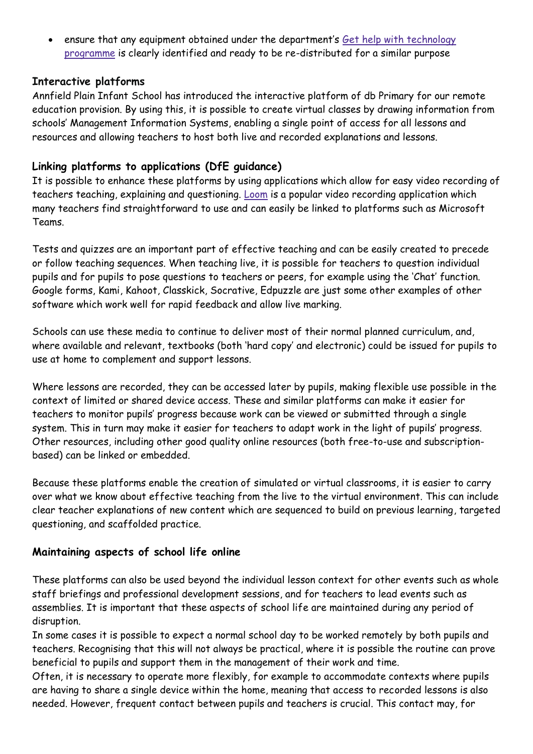- ensure that any equipment obtained under the department's [Get help with technology programme]() is clearly identified and ready to be re-distributed for a similar purpose

### Interactive platforms

Annfield Plain Infant School has introduced the interactive platform of db Primary for our remote education provision. By using this, it is possible to create virtual classes by drawing information from schools' Management Information Systems, enabling a single point of access for all lessons and resources and allowing teachers to host both live and recorded explanations and lessons.

### Linking platforms to applications (DfE guidance)

It is possible to enhance these platforms by using applications which allow for easy video recording of teachers teaching, explaining and questioning. [Loom]() is a popular video recording application which many teachers find straightforward to use and can easily be linked to platforms such as Microsoft Teams.

Tests and quizzes are an important part of effective teaching and can be easily created to precede or follow teaching sequences. When teaching live, it is possible for teachers to question individual pupils and for pupils to pose questions to teachers or peers, for example using the 'Chat' function. Google forms, Kami, Kahoot, Classkick, Socrative, Edpuzzle are just some other examples of other software which work well for rapid feedback and allow live marking.

Schools can use these media to continue to deliver most of their normal planned curriculum, and, where available and relevant, textbooks (both 'hard copy' and electronic) could be issued for pupils to use at home to complement and support lessons.

Where lessons are recorded, they can be accessed later by pupils, making flexible use possible in the context of limited or shared device access. These and similar platforms can make it easier for teachers to monitor pupils' progress because work can be viewed or submitted through a single system. This in turn may make it easier for teachers to adapt work in the light of pupils' progress. Other resources, including other good quality online resources (both free-to-use and subscription-based) can be linked or embedded.

Because these platforms enable the creation of simulated or virtual classrooms, it is easier to carry over what we know about effective teaching from the live to the virtual environment. This can include clear teacher explanations of new content which are sequenced to build on previous learning, targeted questioning, and scaffolded practice.

### Maintaining aspects of school life online

These platforms can also be used beyond the individual lesson context for other events such as whole staff briefings and professional development sessions, and for teachers to lead events such as assemblies. It is important that these aspects of school life are maintained during any period of disruption.

In some cases it is possible to expect a normal school day to be worked remotely by both pupils and teachers. Recognising that this will not always be practical, where it is possible the routine can prove beneficial to pupils and support them in the management of their work and time.

Often, it is necessary to operate more flexibly, for example to accommodate contexts where pupils are having to share a single device within the home, meaning that access to recorded lessons is also needed. However, frequent contact between pupils and teachers is crucial. This contact may, for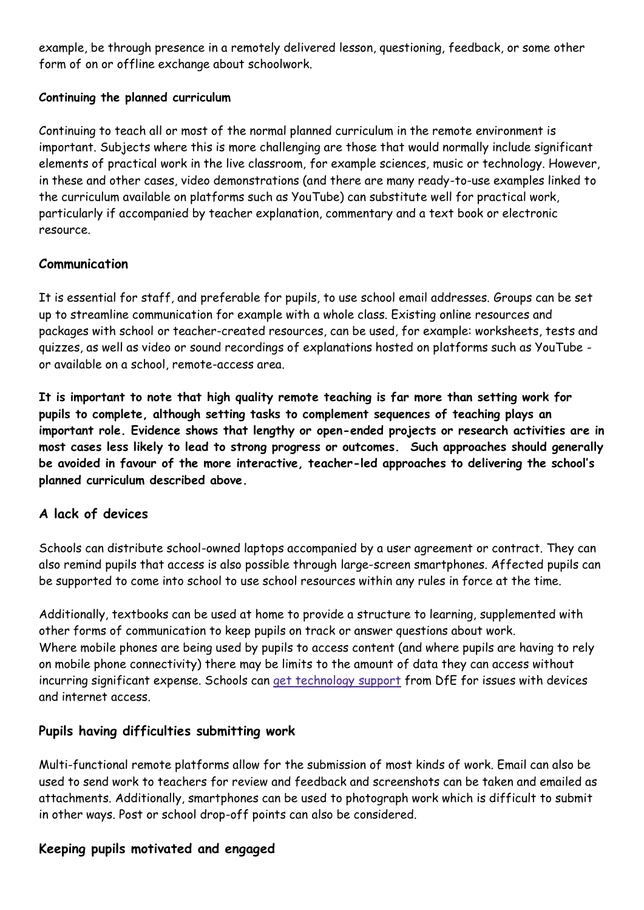example, be through presence in a remotely delivered lesson, questioning, feedback, or some other form of on or offline exchange about schoolwork.

**Continuing the planned curriculum**

Continuing to teach all or most of the normal planned curriculum in the remote environment is important. Subjects where this is more challenging are those that would normally include significant elements of practical work in the live classroom, for example sciences, music or technology. However, in these and other cases, video demonstrations (and there are many ready-to-use examples linked to the curriculum available on platforms such as YouTube) can substitute well for practical work, particularly if accompanied by teacher explanation, commentary and a text book or electronic resource.

## Communication

It is essential for staff, and preferable for pupils, to use school email addresses. Groups can be set up to streamline communication for example with a whole class. Existing online resources and packages with school or teacher-created resources, can be used, for example: worksheets, tests and quizzes, as well as video or sound recordings of explanations hosted on platforms such as YouTube - or available on a school, remote-access area.

**It is important to note that high quality remote teaching is far more than setting work for pupils to complete, although setting tasks to complement sequences of teaching plays an important role. Evidence shows that lengthy or open-ended projects or research activities are in most cases less likely to lead to strong progress or outcomes. Such approaches should generally be avoided in favour of the more interactive, teacher-led approaches to delivering the school's planned curriculum described above.**

## A lack of devices

Schools can distribute school-owned laptops accompanied by a user agreement or contract. They can also remind pupils that access is also possible through large-screen smartphones. Affected pupils can be supported to come into school to use school resources within any rules in force at the time.

Additionally, textbooks can be used at home to provide a structure to learning, supplemented with other forms of communication to keep pupils on track or answer questions about work.
Where mobile phones are being used by pupils to access content (and where pupils are having to rely on mobile phone connectivity) there may be limits to the amount of data they can access without incurring significant expense. Schools can get technology support from DfE for issues with devices and internet access.

## Pupils having difficulties submitting work

Multi-functional remote platforms allow for the submission of most kinds of work. Email can also be used to send work to teachers for review and feedback and screenshots can be taken and emailed as attachments. Additionally, smartphones can be used to photograph work which is difficult to submit in other ways. Post or school drop-off points can also be considered.

## Keeping pupils motivated and engaged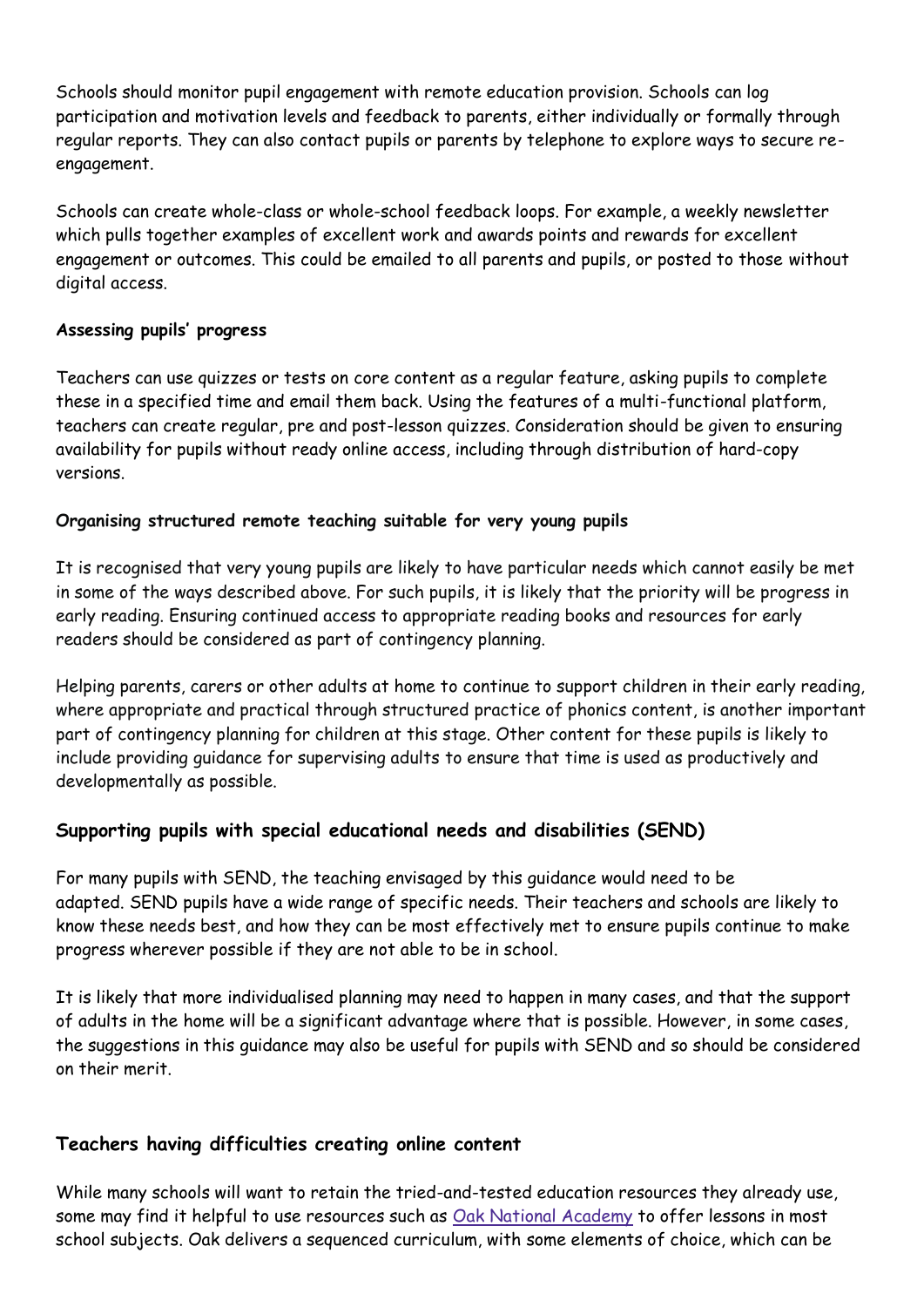Schools should monitor pupil engagement with remote education provision. Schools can log participation and motivation levels and feedback to parents, either individually or formally through regular reports. They can also contact pupils or parents by telephone to explore ways to secure re-engagement.

Schools can create whole-class or whole-school feedback loops. For example, a weekly newsletter which pulls together examples of excellent work and awards points and rewards for excellent engagement or outcomes. This could be emailed to all parents and pupils, or posted to those without digital access.

#### Assessing pupils' progress

Teachers can use quizzes or tests on core content as a regular feature, asking pupils to complete these in a specified time and email them back. Using the features of a multi-functional platform, teachers can create regular, pre and post-lesson quizzes. Consideration should be given to ensuring availability for pupils without ready online access, including through distribution of hard-copy versions.

#### Organising structured remote teaching suitable for very young pupils

It is recognised that very young pupils are likely to have particular needs which cannot easily be met in some of the ways described above. For such pupils, it is likely that the priority will be progress in early reading. Ensuring continued access to appropriate reading books and resources for early readers should be considered as part of contingency planning.

Helping parents, carers or other adults at home to continue to support children in their early reading, where appropriate and practical through structured practice of phonics content, is another important part of contingency planning for children at this stage. Other content for these pupils is likely to include providing guidance for supervising adults to ensure that time is used as productively and developmentally as possible.

### Supporting pupils with special educational needs and disabilities (SEND)

For many pupils with SEND, the teaching envisaged by this guidance would need to be adapted. SEND pupils have a wide range of specific needs. Their teachers and schools are likely to know these needs best, and how they can be most effectively met to ensure pupils continue to make progress wherever possible if they are not able to be in school.

It is likely that more individualised planning may need to happen in many cases, and that the support of adults in the home will be a significant advantage where that is possible. However, in some cases, the suggestions in this guidance may also be useful for pupils with SEND and so should be considered on their merit.

### Teachers having difficulties creating online content

While many schools will want to retain the tried-and-tested education resources they already use, some may find it helpful to use resources such as [Oak National Academy]() to offer lessons in most school subjects. Oak delivers a sequenced curriculum, with some elements of choice, which can be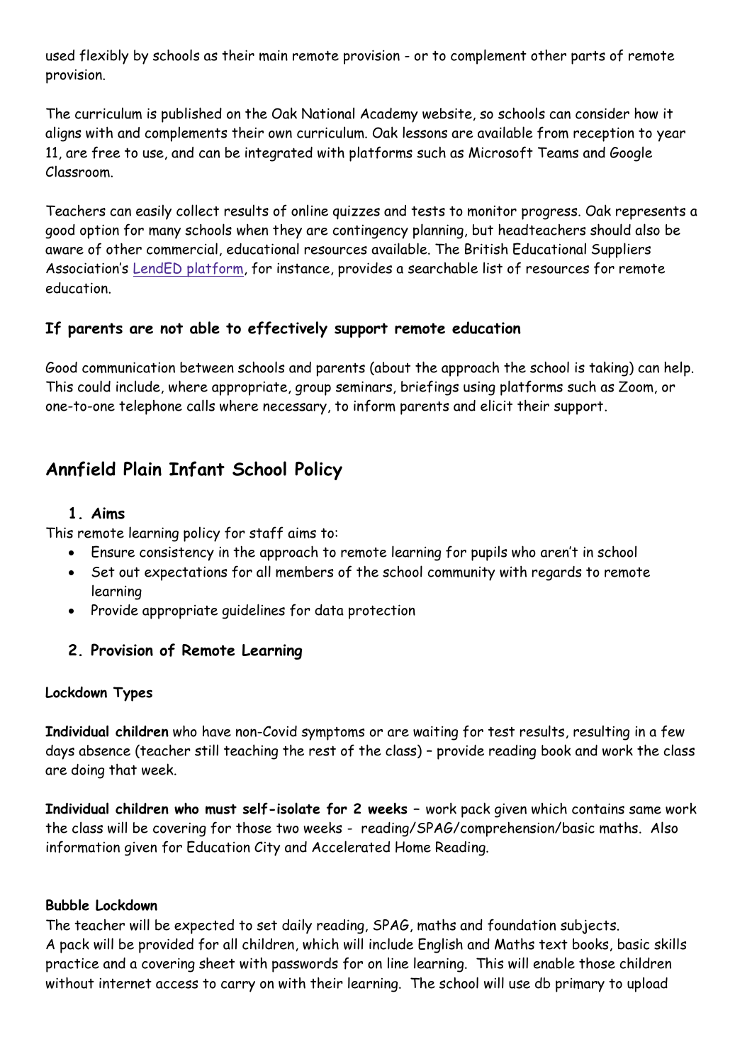used flexibly by schools as their main remote provision - or to complement other parts of remote provision.

The curriculum is published on the Oak National Academy website, so schools can consider how it aligns with and complements their own curriculum. Oak lessons are available from reception to year 11, are free to use, and can be integrated with platforms such as Microsoft Teams and Google Classroom.

Teachers can easily collect results of online quizzes and tests to monitor progress. Oak represents a good option for many schools when they are contingency planning, but headteachers should also be aware of other commercial, educational resources available. The British Educational Suppliers Association's LendED platform, for instance, provides a searchable list of resources for remote education.

### If parents are not able to effectively support remote education

Good communication between schools and parents (about the approach the school is taking) can help. This could include, where appropriate, group seminars, briefings using platforms such as Zoom, or one-to-one telephone calls where necessary, to inform parents and elicit their support.

## Annfield Plain Infant School Policy

### 1. Aims

This remote learning policy for staff aims to:

- Ensure consistency in the approach to remote learning for pupils who aren't in school
- Set out expectations for all members of the school community with regards to remote learning
- Provide appropriate guidelines for data protection

### 2. Provision of Remote Learning

**Lockdown Types**

**Individual children** who have non-Covid symptoms or are waiting for test results, resulting in a few days absence (teacher still teaching the rest of the class) – provide reading book and work the class are doing that week.

**Individual children who must self-isolate for 2 weeks** – work pack given which contains same work the class will be covering for those two weeks - reading/SPAG/comprehension/basic maths. Also information given for Education City and Accelerated Home Reading.

**Bubble Lockdown**

The teacher will be expected to set daily reading, SPAG, maths and foundation subjects.
A pack will be provided for all children, which will include English and Maths text books, basic skills practice and a covering sheet with passwords for on line learning. This will enable those children without internet access to carry on with their learning. The school will use db primary to upload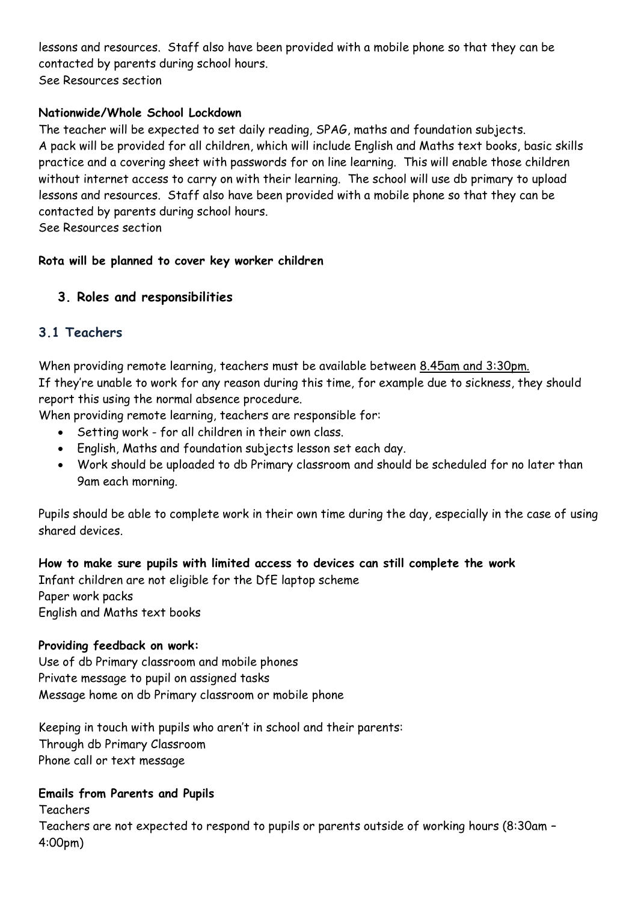lessons and resources. Staff also have been provided with a mobile phone so that they can be contacted by parents during school hours.
See Resources section

**Nationwide/Whole School Lockdown**

The teacher will be expected to set daily reading, SPAG, maths and foundation subjects.
A pack will be provided for all children, which will include English and Maths text books, basic skills practice and a covering sheet with passwords for on line learning. This will enable those children without internet access to carry on with their learning. The school will use db primary to upload lessons and resources. Staff also have been provided with a mobile phone so that they can be contacted by parents during school hours.
See Resources section

**Rota will be planned to cover key worker children**

## 3. Roles and responsibilities

### 3.1 Teachers

When providing remote learning, teachers must be available between <u>8.45am and 3:30pm.</u>
If they're unable to work for any reason during this time, for example due to sickness, they should report this using the normal absence procedure.
When providing remote learning, teachers are responsible for:

- Setting work - for all children in their own class.
- English, Maths and foundation subjects lesson set each day.
- Work should be uploaded to db Primary classroom and should be scheduled for no later than 9am each morning.

Pupils should be able to complete work in their own time during the day, especially in the case of using shared devices.

**How to make sure pupils with limited access to devices can still complete the work**

Infant children are not eligible for the DfE laptop scheme
Paper work packs
English and Maths text books

**Providing feedback on work:**

Use of db Primary classroom and mobile phones
Private message to pupil on assigned tasks
Message home on db Primary classroom or mobile phone

Keeping in touch with pupils who aren't in school and their parents:
Through db Primary Classroom
Phone call or text message

**Emails from Parents and Pupils**

Teachers
Teachers are not expected to respond to pupils or parents outside of working hours (8:30am – 4:00pm)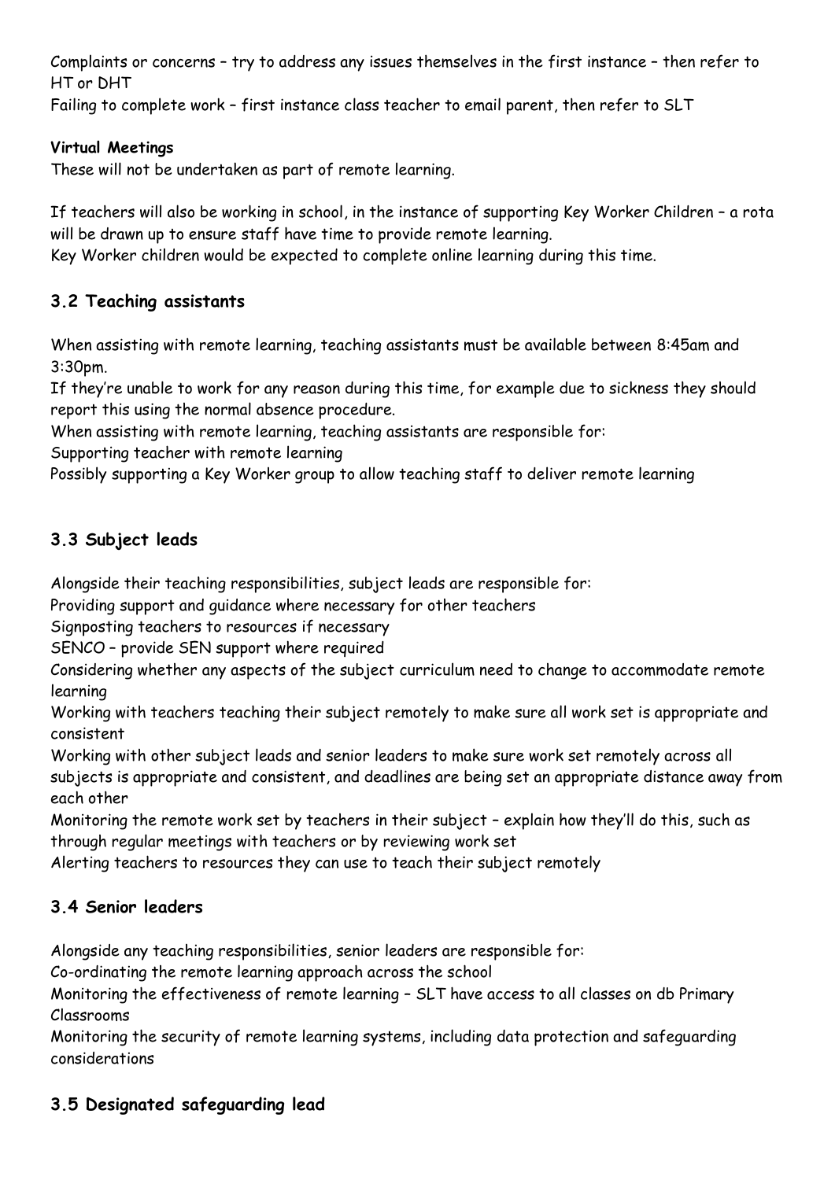Complaints or concerns – try to address any issues themselves in the first instance – then refer to HT or DHT

Failing to complete work – first instance class teacher to email parent, then refer to SLT

**Virtual Meetings**

These will not be undertaken as part of remote learning.

If teachers will also be working in school, in the instance of supporting Key Worker Children – a rota will be drawn up to ensure staff have time to provide remote learning.

Key Worker children would be expected to complete online learning during this time.

## 3.2 Teaching assistants

When assisting with remote learning, teaching assistants must be available between 8:45am and 3:30pm.

If they're unable to work for any reason during this time, for example due to sickness they should report this using the normal absence procedure.

When assisting with remote learning, teaching assistants are responsible for:

Supporting teacher with remote learning

Possibly supporting a Key Worker group to allow teaching staff to deliver remote learning

## 3.3 Subject leads

Alongside their teaching responsibilities, subject leads are responsible for:

Providing support and guidance where necessary for other teachers

Signposting teachers to resources if necessary

SENCO – provide SEN support where required

Considering whether any aspects of the subject curriculum need to change to accommodate remote learning

Working with teachers teaching their subject remotely to make sure all work set is appropriate and consistent

Working with other subject leads and senior leaders to make sure work set remotely across all subjects is appropriate and consistent, and deadlines are being set an appropriate distance away from each other

Monitoring the remote work set by teachers in their subject – explain how they'll do this, such as through regular meetings with teachers or by reviewing work set

Alerting teachers to resources they can use to teach their subject remotely

## 3.4 Senior leaders

Alongside any teaching responsibilities, senior leaders are responsible for:

Co-ordinating the remote learning approach across the school

Monitoring the effectiveness of remote learning – SLT have access to all classes on db Primary Classrooms

Monitoring the security of remote learning systems, including data protection and safeguarding considerations

## 3.5 Designated safeguarding lead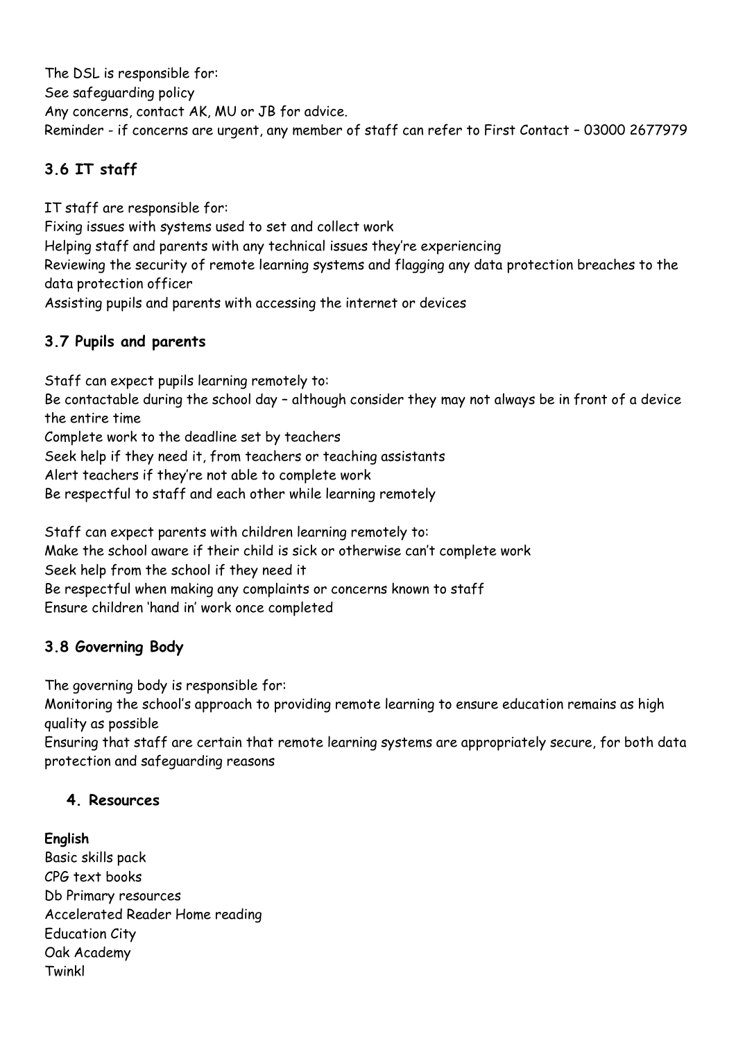The DSL is responsible for:
See safeguarding policy
Any concerns, contact AK, MU or JB for advice.
Reminder - if concerns are urgent, any member of staff can refer to First Contact – 03000 2677979

### 3.6 IT staff

IT staff are responsible for:
Fixing issues with systems used to set and collect work
Helping staff and parents with any technical issues they're experiencing
Reviewing the security of remote learning systems and flagging any data protection breaches to the data protection officer
Assisting pupils and parents with accessing the internet or devices

### 3.7 Pupils and parents

Staff can expect pupils learning remotely to:
Be contactable during the school day – although consider they may not always be in front of a device the entire time
Complete work to the deadline set by teachers
Seek help if they need it, from teachers or teaching assistants
Alert teachers if they're not able to complete work
Be respectful to staff and each other while learning remotely

Staff can expect parents with children learning remotely to:
Make the school aware if their child is sick or otherwise can't complete work
Seek help from the school if they need it
Be respectful when making any complaints or concerns known to staff
Ensure children 'hand in' work once completed

### 3.8 Governing Body

The governing body is responsible for:
Monitoring the school's approach to providing remote learning to ensure education remains as high quality as possible
Ensuring that staff are certain that remote learning systems are appropriately secure, for both data protection and safeguarding reasons

## 4. Resources

**English**
Basic skills pack
CPG text books
Db Primary resources
Accelerated Reader Home reading
Education City
Oak Academy
Twinkl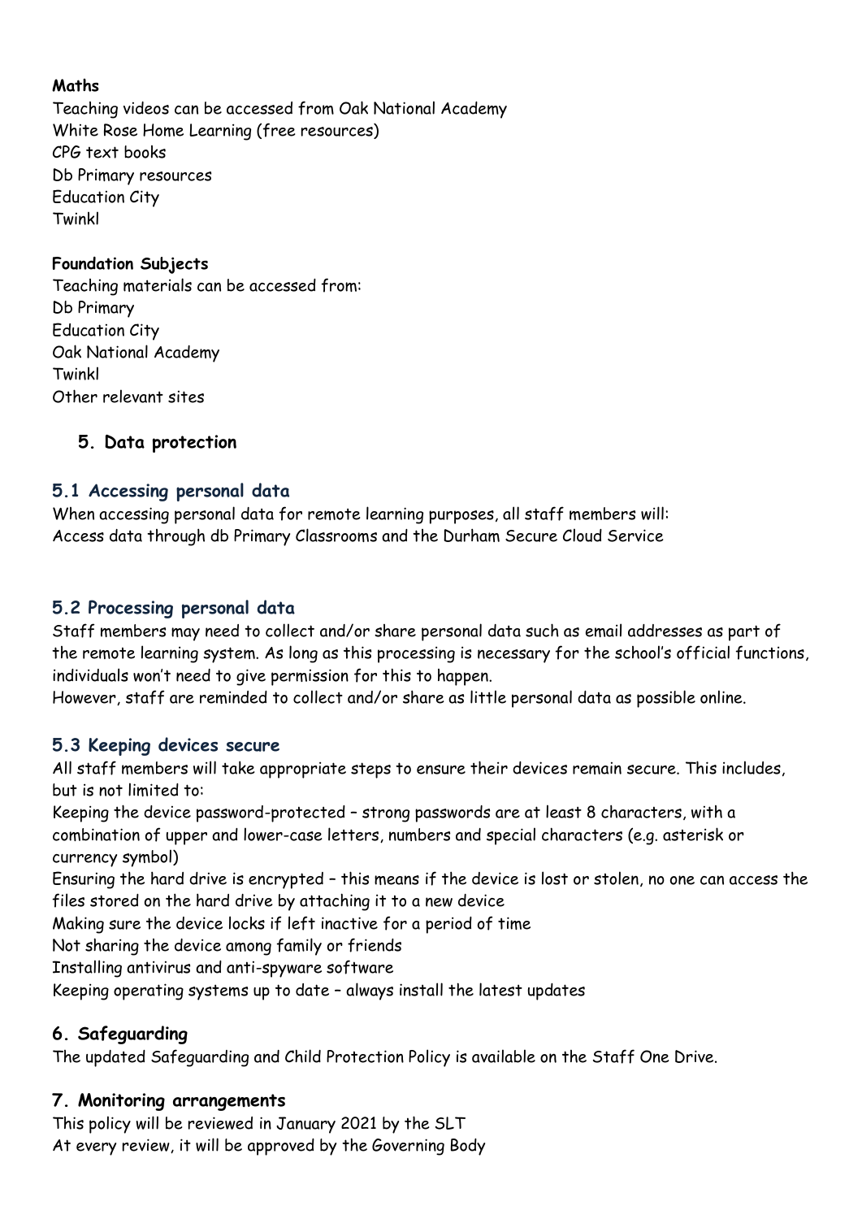**Maths**

Teaching videos can be accessed from Oak National Academy
White Rose Home Learning (free resources)
CPG text books
Db Primary resources
Education City
Twinkl

**Foundation Subjects**

Teaching materials can be accessed from:
Db Primary
Education City
Oak National Academy
Twinkl
Other relevant sites

## 5. Data protection

### 5.1 Accessing personal data

When accessing personal data for remote learning purposes, all staff members will:
Access data through db Primary Classrooms and the Durham Secure Cloud Service

### 5.2 Processing personal data

Staff members may need to collect and/or share personal data such as email addresses as part of the remote learning system. As long as this processing is necessary for the school's official functions, individuals won't need to give permission for this to happen.
However, staff are reminded to collect and/or share as little personal data as possible online.

### 5.3 Keeping devices secure

All staff members will take appropriate steps to ensure their devices remain secure. This includes, but is not limited to:

Keeping the device password-protected – strong passwords are at least 8 characters, with a combination of upper and lower-case letters, numbers and special characters (e.g. asterisk or currency symbol)
Ensuring the hard drive is encrypted – this means if the device is lost or stolen, no one can access the files stored on the hard drive by attaching it to a new device
Making sure the device locks if left inactive for a period of time
Not sharing the device among family or friends
Installing antivirus and anti-spyware software
Keeping operating systems up to date – always install the latest updates

## 6. Safeguarding

The updated Safeguarding and Child Protection Policy is available on the Staff One Drive.

## 7. Monitoring arrangements

This policy will be reviewed in January 2021 by the SLT
At every review, it will be approved by the Governing Body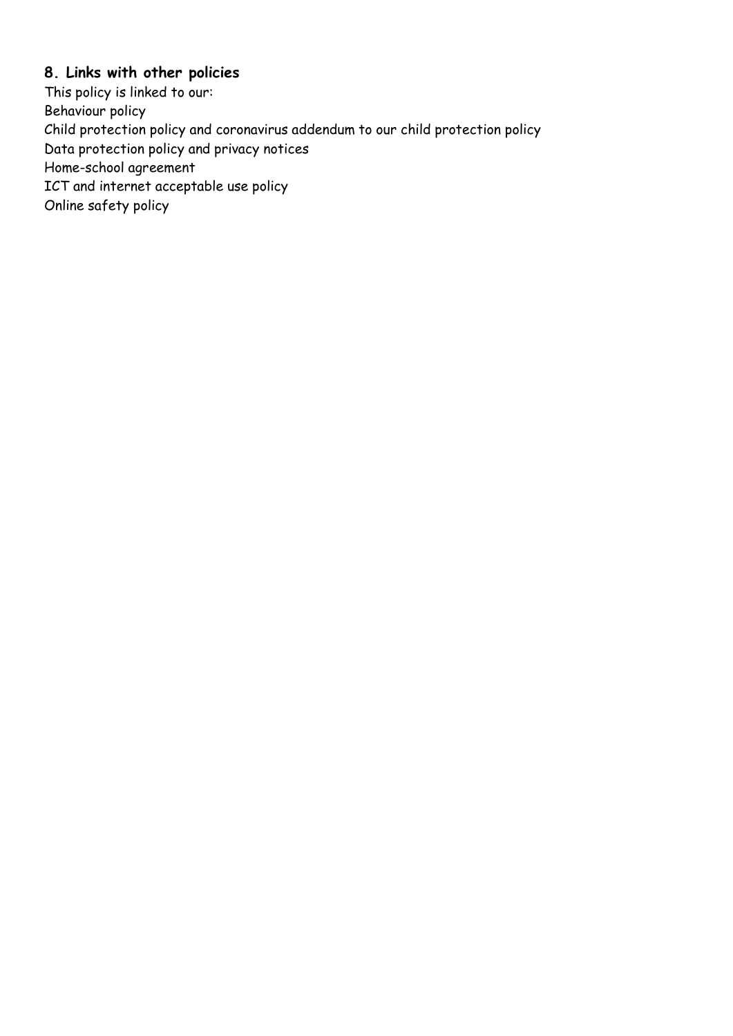## 8. Links with other policies

This policy is linked to our:

Behaviour policy

Child protection policy and coronavirus addendum to our child protection policy

Data protection policy and privacy notices

Home-school agreement

ICT and internet acceptable use policy

Online safety policy